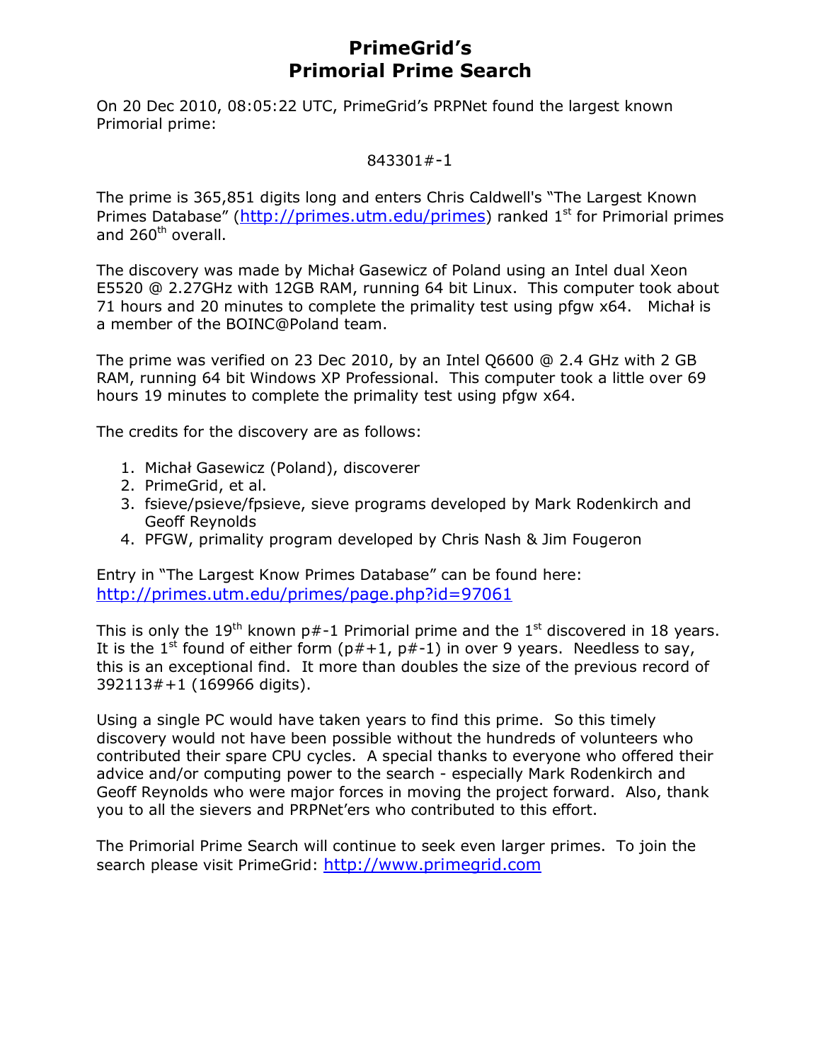# PrimeGrid's
# Primorial Prime Search

On 20 Dec 2010, 08:05:22 UTC, PrimeGrid's PRPNet found the largest known Primorial prime:

843301#-1

The prime is 365,851 digits long and enters Chris Caldwell's "The Largest Known Primes Database" ([http://primes.utm.edu/primes](http://primes.utm.edu/primes)) ranked 1st for Primorial primes and 260th overall.

The discovery was made by Michał Gasewicz of Poland using an Intel dual Xeon E5520 @ 2.27GHz with 12GB RAM, running 64 bit Linux. This computer took about 71 hours and 20 minutes to complete the primality test using pfgw x64. Michał is a member of the BOINC@Poland team.

The prime was verified on 23 Dec 2010, by an Intel Q6600 @ 2.4 GHz with 2 GB RAM, running 64 bit Windows XP Professional. This computer took a little over 69 hours 19 minutes to complete the primality test using pfgw x64.

The credits for the discovery are as follows:

1. Michał Gasewicz (Poland), discoverer
2. PrimeGrid, et al.
3. fsieve/psieve/fpsieve, sieve programs developed by Mark Rodenkirch and Geoff Reynolds
4. PFGW, primality program developed by Chris Nash & Jim Fougeron

Entry in "The Largest Know Primes Database" can be found here:
[http://primes.utm.edu/primes/page.php?id=97061](http://primes.utm.edu/primes/page.php?id=97061)

This is only the 19th known p#-1 Primorial prime and the 1st discovered in 18 years. It is the 1st found of either form (p#+1, p#-1) in over 9 years. Needless to say, this is an exceptional find. It more than doubles the size of the previous record of 392113#+1 (169966 digits).

Using a single PC would have taken years to find this prime. So this timely discovery would not have been possible without the hundreds of volunteers who contributed their spare CPU cycles. A special thanks to everyone who offered their advice and/or computing power to the search - especially Mark Rodenkirch and Geoff Reynolds who were major forces in moving the project forward. Also, thank you to all the sievers and PRPNet'ers who contributed to this effort.

The Primorial Prime Search will continue to seek even larger primes. To join the search please visit PrimeGrid: [http://www.primegrid.com](http://www.primegrid.com)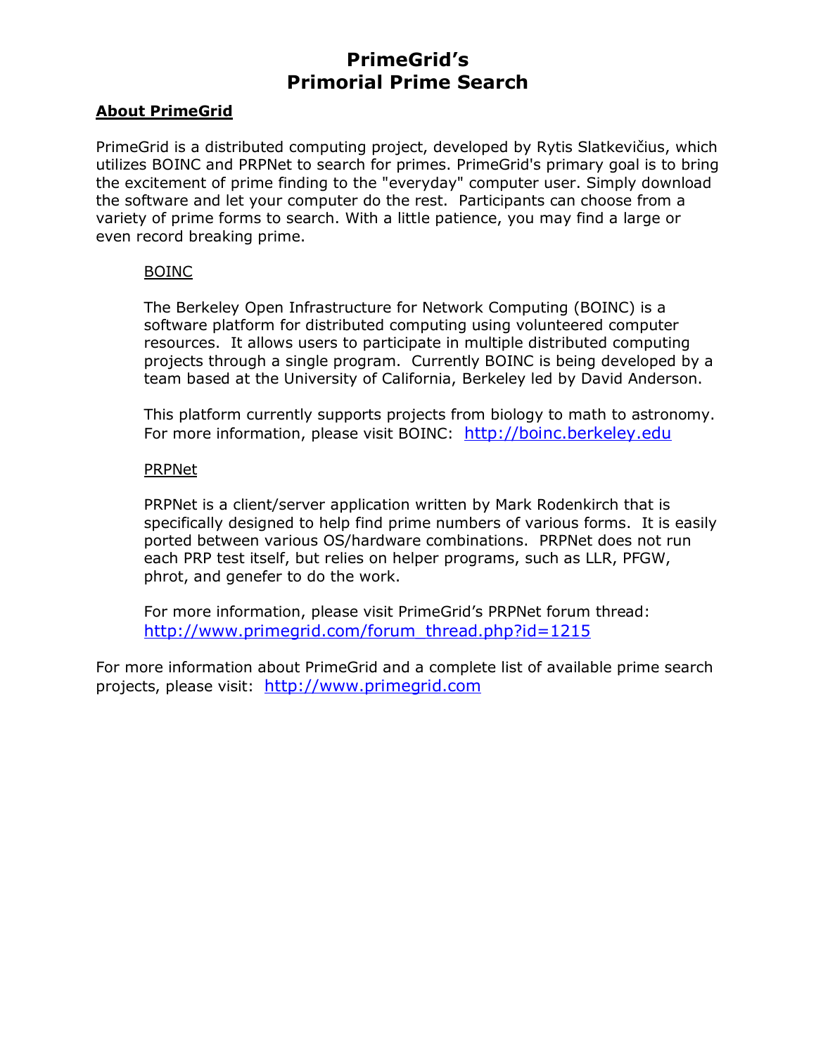# PrimeGrid's
# Primorial Prime Search

## About PrimeGrid

PrimeGrid is a distributed computing project, developed by Rytis Slatkevičius, which utilizes BOINC and PRPNet to search for primes. PrimeGrid's primary goal is to bring the excitement of prime finding to the "everyday" computer user. Simply download the software and let your computer do the rest. Participants can choose from a variety of prime forms to search. With a little patience, you may find a large or even record breaking prime.

### BOINC

The Berkeley Open Infrastructure for Network Computing (BOINC) is a software platform for distributed computing using volunteered computer resources. It allows users to participate in multiple distributed computing projects through a single program. Currently BOINC is being developed by a team based at the University of California, Berkeley led by David Anderson.

This platform currently supports projects from biology to math to astronomy. For more information, please visit BOINC: http://boinc.berkeley.edu

### PRPNet

PRPNet is a client/server application written by Mark Rodenkirch that is specifically designed to help find prime numbers of various forms. It is easily ported between various OS/hardware combinations. PRPNet does not run each PRP test itself, but relies on helper programs, such as LLR, PFGW, phrot, and genefer to do the work.

For more information, please visit PrimeGrid's PRPNet forum thread: http://www.primegrid.com/forum_thread.php?id=1215

For more information about PrimeGrid and a complete list of available prime search projects, please visit: http://www.primegrid.com